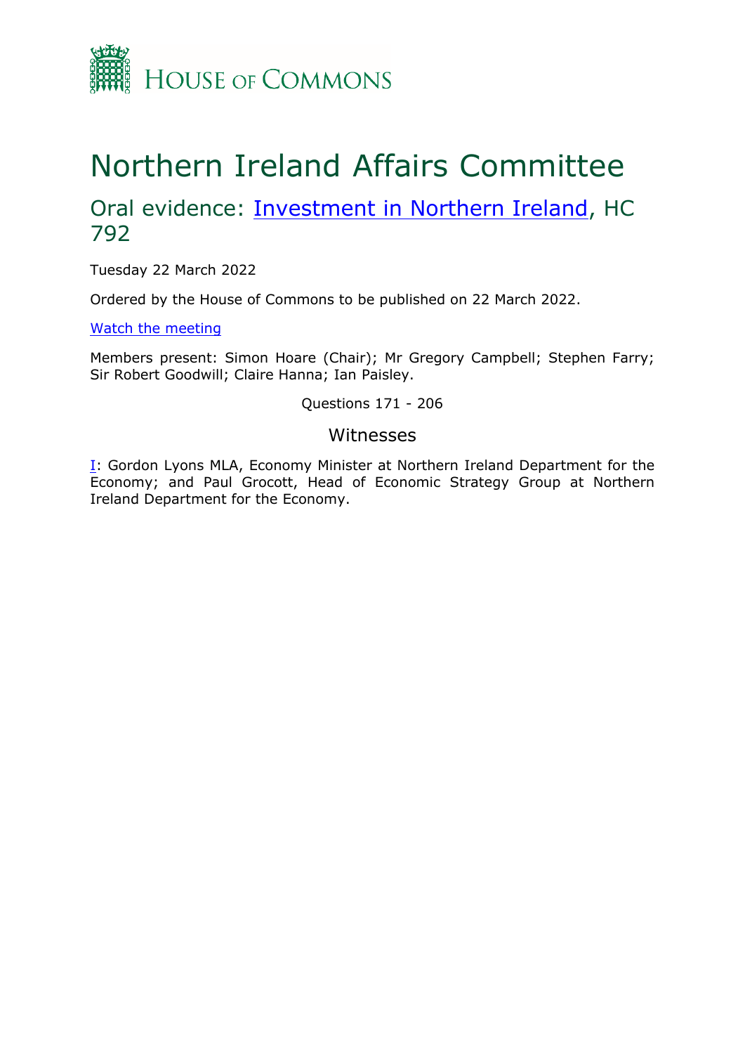HOUSE OF COMMONS

# Northern Ireland Affairs Committee

## Oral evidence: [Investment in Northern Ireland](), HC 792

Tuesday 22 March 2022

Ordered by the House of Commons to be published on 22 March 2022.

[Watch the meeting]()

Members present: Simon Hoare (Chair); Mr Gregory Campbell; Stephen Farry; Sir Robert Goodwill; Claire Hanna; Ian Paisley.

Questions 171 - 206

### Witnesses

[I](): Gordon Lyons MLA, Economy Minister at Northern Ireland Department for the Economy; and Paul Grocott, Head of Economic Strategy Group at Northern Ireland Department for the Economy.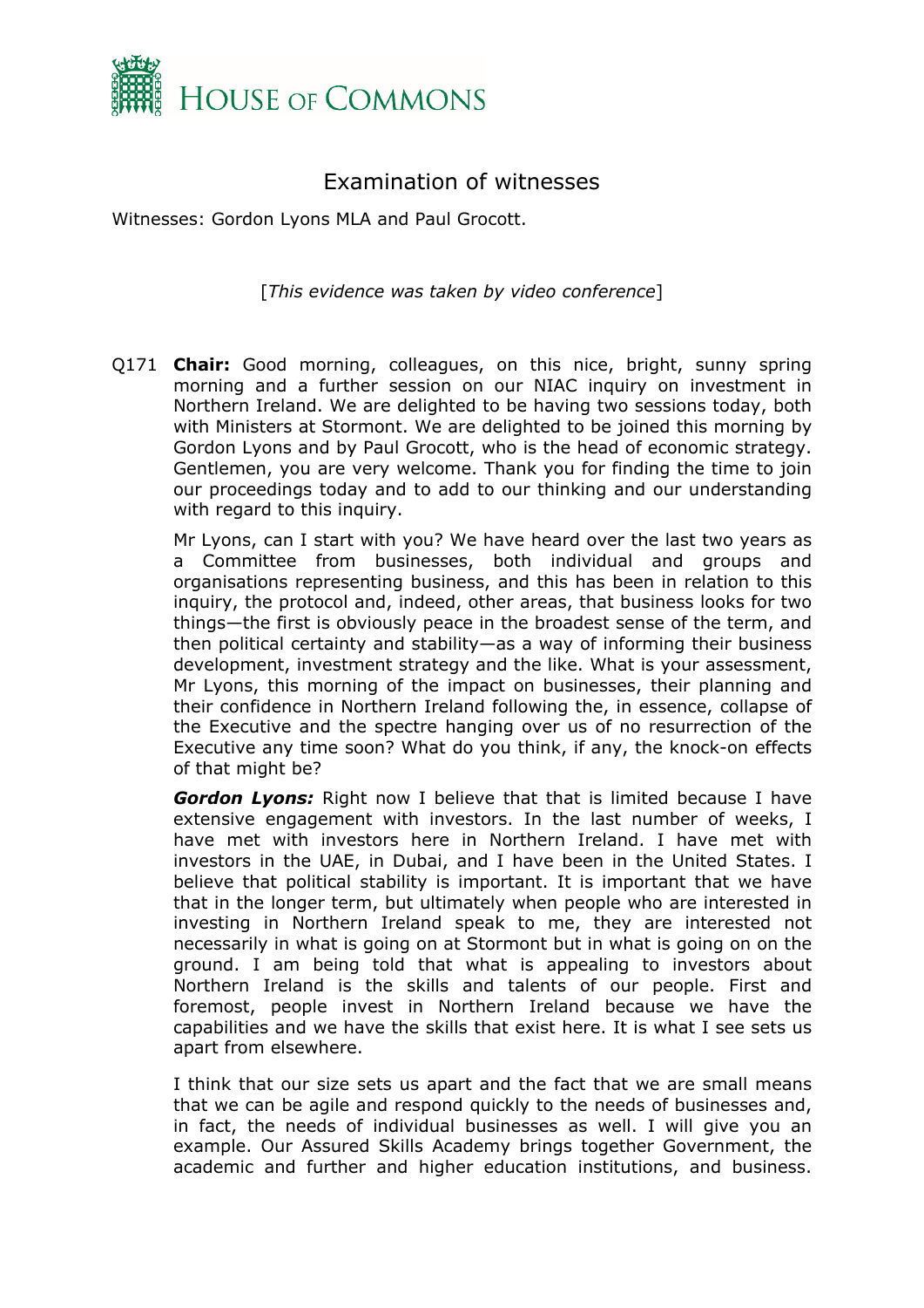# Examination of witnesses

Witnesses: Gordon Lyons MLA and Paul Grocott.

[*This evidence was taken by video conference*]

Q171 **Chair:** Good morning, colleagues, on this nice, bright, sunny spring morning and a further session on our NIAC inquiry on investment in Northern Ireland. We are delighted to be having two sessions today, both with Ministers at Stormont. We are delighted to be joined this morning by Gordon Lyons and by Paul Grocott, who is the head of economic strategy. Gentlemen, you are very welcome. Thank you for finding the time to join our proceedings today and to add to our thinking and our understanding with regard to this inquiry.

Mr Lyons, can I start with you? We have heard over the last two years as a Committee from businesses, both individual and groups and organisations representing business, and this has been in relation to this inquiry, the protocol and, indeed, other areas, that business looks for two things—the first is obviously peace in the broadest sense of the term, and then political certainty and stability—as a way of informing their business development, investment strategy and the like. What is your assessment, Mr Lyons, this morning of the impact on businesses, their planning and their confidence in Northern Ireland following the, in essence, collapse of the Executive and the spectre hanging over us of no resurrection of the Executive any time soon? What do you think, if any, the knock-on effects of that might be?

***Gordon Lyons:*** Right now I believe that that is limited because I have extensive engagement with investors. In the last number of weeks, I have met with investors here in Northern Ireland. I have met with investors in the UAE, in Dubai, and I have been in the United States. I believe that political stability is important. It is important that we have that in the longer term, but ultimately when people who are interested in investing in Northern Ireland speak to me, they are interested not necessarily in what is going on at Stormont but in what is going on on the ground. I am being told that what is appealing to investors about Northern Ireland is the skills and talents of our people. First and foremost, people invest in Northern Ireland because we have the capabilities and we have the skills that exist here. It is what I see sets us apart from elsewhere.

I think that our size sets us apart and the fact that we are small means that we can be agile and respond quickly to the needs of businesses and, in fact, the needs of individual businesses as well. I will give you an example. Our Assured Skills Academy brings together Government, the academic and further and higher education institutions, and business.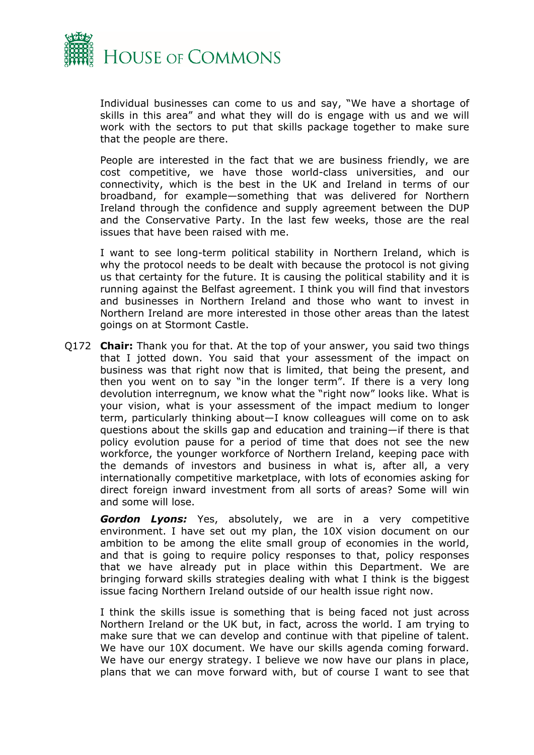Individual businesses can come to us and say, "We have a shortage of skills in this area" and what they will do is engage with us and we will work with the sectors to put that skills package together to make sure that the people are there.

People are interested in the fact that we are business friendly, we are cost competitive, we have those world-class universities, and our connectivity, which is the best in the UK and Ireland in terms of our broadband, for example—something that was delivered for Northern Ireland through the confidence and supply agreement between the DUP and the Conservative Party. In the last few weeks, those are the real issues that have been raised with me.

I want to see long-term political stability in Northern Ireland, which is why the protocol needs to be dealt with because the protocol is not giving us that certainty for the future. It is causing the political stability and it is running against the Belfast agreement. I think you will find that investors and businesses in Northern Ireland and those who want to invest in Northern Ireland are more interested in those other areas than the latest goings on at Stormont Castle.

Q172 **Chair:** Thank you for that. At the top of your answer, you said two things that I jotted down. You said that your assessment of the impact on business was that right now that is limited, that being the present, and then you went on to say "in the longer term". If there is a very long devolution interregnum, we know what the "right now" looks like. What is your vision, what is your assessment of the impact medium to longer term, particularly thinking about—I know colleagues will come on to ask questions about the skills gap and education and training—if there is that policy evolution pause for a period of time that does not see the new workforce, the younger workforce of Northern Ireland, keeping pace with the demands of investors and business in what is, after all, a very internationally competitive marketplace, with lots of economies asking for direct foreign inward investment from all sorts of areas? Some will win and some will lose.

***Gordon Lyons:*** Yes, absolutely, we are in a very competitive environment. I have set out my plan, the 10X vision document on our ambition to be among the elite small group of economies in the world, and that is going to require policy responses to that, policy responses that we have already put in place within this Department. We are bringing forward skills strategies dealing with what I think is the biggest issue facing Northern Ireland outside of our health issue right now.

I think the skills issue is something that is being faced not just across Northern Ireland or the UK but, in fact, across the world. I am trying to make sure that we can develop and continue with that pipeline of talent. We have our 10X document. We have our skills agenda coming forward. We have our energy strategy. I believe we now have our plans in place, plans that we can move forward with, but of course I want to see that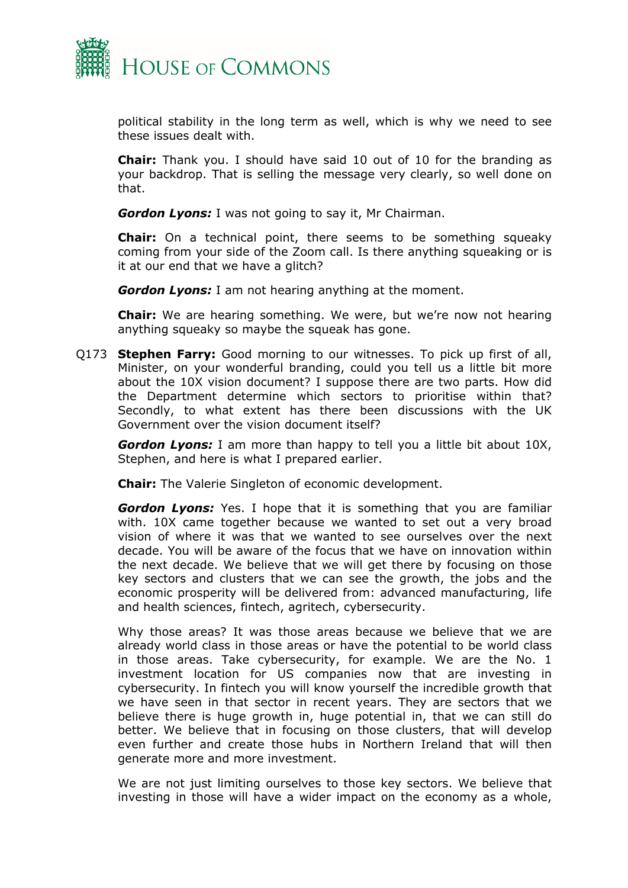political stability in the long term as well, which is why we need to see these issues dealt with.

**Chair:** Thank you. I should have said 10 out of 10 for the branding as your backdrop. That is selling the message very clearly, so well done on that.

***Gordon Lyons:*** I was not going to say it, Mr Chairman.

**Chair:** On a technical point, there seems to be something squeaky coming from your side of the Zoom call. Is there anything squeaking or is it at our end that we have a glitch?

***Gordon Lyons:*** I am not hearing anything at the moment.

**Chair:** We are hearing something. We were, but we're now not hearing anything squeaky so maybe the squeak has gone.

Q173 **Stephen Farry:** Good morning to our witnesses. To pick up first of all, Minister, on your wonderful branding, could you tell us a little bit more about the 10X vision document? I suppose there are two parts. How did the Department determine which sectors to prioritise within that? Secondly, to what extent has there been discussions with the UK Government over the vision document itself?

***Gordon Lyons:*** I am more than happy to tell you a little bit about 10X, Stephen, and here is what I prepared earlier.

**Chair:** The Valerie Singleton of economic development.

***Gordon Lyons:*** Yes. I hope that it is something that you are familiar with. 10X came together because we wanted to set out a very broad vision of where it was that we wanted to see ourselves over the next decade. You will be aware of the focus that we have on innovation within those the next decade. We believe that we will get there by focusing on those key sectors and clusters that we can see the growth, the jobs and the economic prosperity will be delivered from: advanced manufacturing, life and health sciences, fintech, agritech, cybersecurity.

Why those areas? It was those areas because we believe that we are already world class in those areas or have the potential to be world class in those areas. Take cybersecurity, for example. We are the No. 1 investment location for US companies now that are investing in cybersecurity. In fintech you will know yourself the incredible growth that we have seen in that sector in recent years. They are sectors that we believe there is huge growth in, huge potential in, that we can still do better. We believe that in focusing on those clusters, that will develop even further and create those hubs in Northern Ireland that will then generate more and more investment.

We are not just limiting ourselves to those key sectors. We believe that investing in those will have a wider impact on the economy as a whole,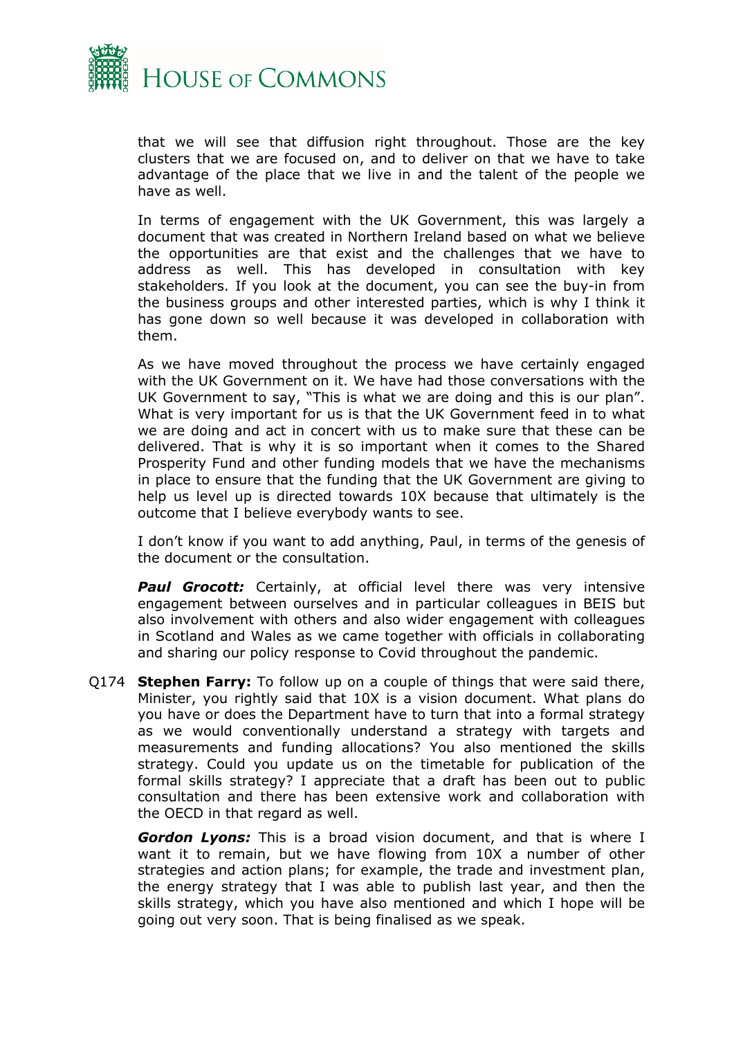that we will see that diffusion right throughout. Those are the key clusters that we are focused on, and to deliver on that we have to take advantage of the place that we live in and the talent of the people we have as well.

In terms of engagement with the UK Government, this was largely a document that was created in Northern Ireland based on what we believe the opportunities are that exist and the challenges that we have to address as well. This has developed in consultation with key stakeholders. If you look at the document, you can see the buy-in from the business groups and other interested parties, which is why I think it has gone down so well because it was developed in collaboration with them.

As we have moved throughout the process we have certainly engaged with the UK Government on it. We have had those conversations with the UK Government to say, "This is what we are doing and this is our plan". What is very important for us is that the UK Government feed in to what we are doing and act in concert with us to make sure that these can be delivered. That is why it is so important when it comes to the Shared Prosperity Fund and other funding models that we have the mechanisms in place to ensure that the funding that the UK Government are giving to help us level up is directed towards 10X because that ultimately is the outcome that I believe everybody wants to see.

I don't know if you want to add anything, Paul, in terms of the genesis of the document or the consultation.

***Paul Grocott:*** Certainly, at official level there was very intensive engagement between ourselves and in particular colleagues in BEIS but also involvement with others and also wider engagement with colleagues in Scotland and Wales as we came together with officials in collaborating and sharing our policy response to Covid throughout the pandemic.

Q174 **Stephen Farry:** To follow up on a couple of things that were said there, Minister, you rightly said that 10X is a vision document. What plans do you have or does the Department have to turn that into a formal strategy as we would conventionally understand a strategy with targets and measurements and funding allocations? You also mentioned the skills strategy. Could you update us on the timetable for publication of the formal skills strategy? I appreciate that a draft has been out to public consultation and there has been extensive work and collaboration with the OECD in that regard as well.

***Gordon Lyons:*** This is a broad vision document, and that is where I want it to remain, but we have flowing from 10X a number of other strategies and action plans; for example, the trade and investment plan, the energy strategy that I was able to publish last year, and then the skills strategy, which you have also mentioned and which I hope will be going out very soon. That is being finalised as we speak.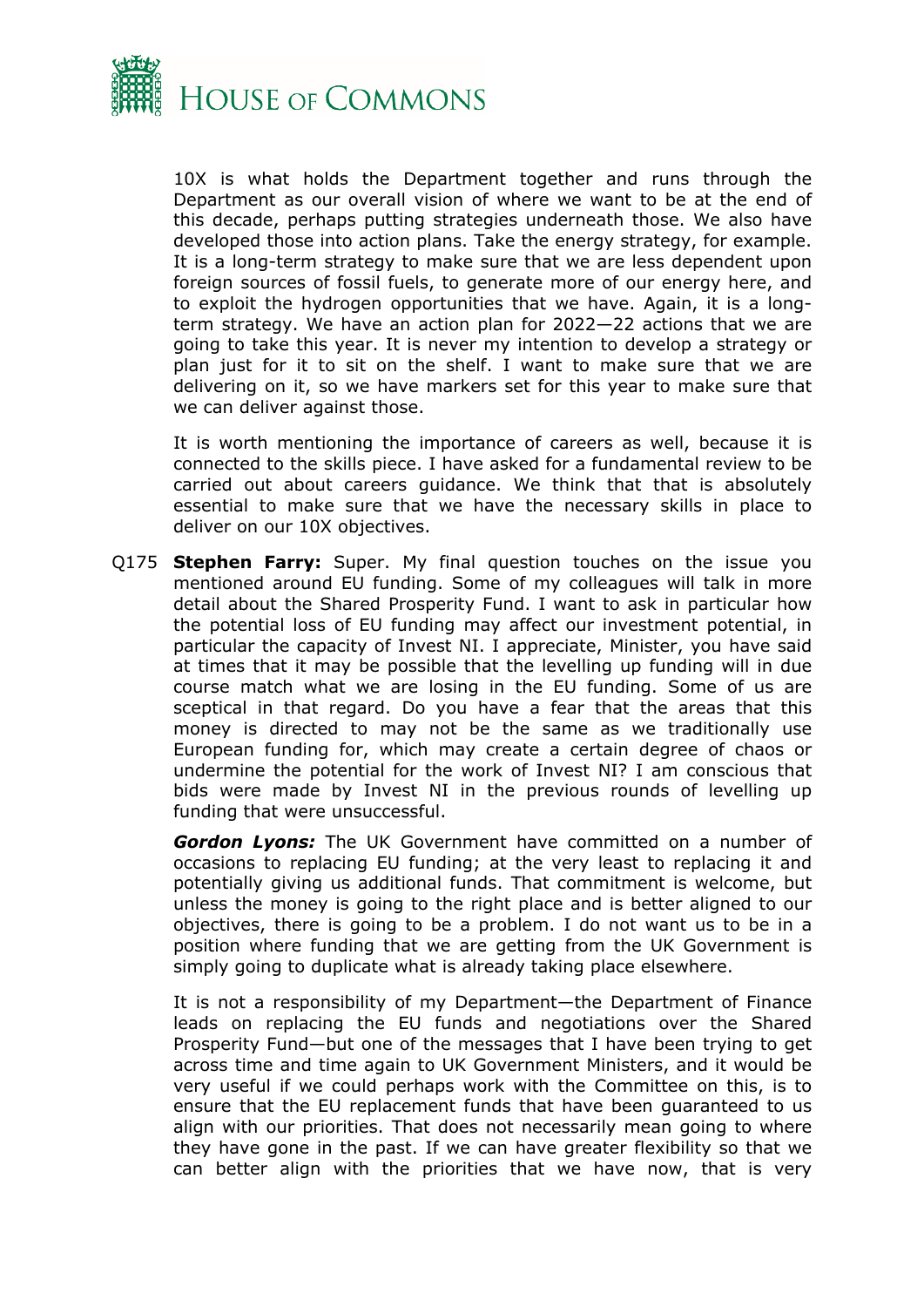10X is what holds the Department together and runs through the Department as our overall vision of where we want to be at the end of this decade, perhaps putting strategies underneath those. We also have developed those into action plans. Take the energy strategy, for example. It is a long-term strategy to make sure that we are less dependent upon foreign sources of fossil fuels, to generate more of our energy here, and to exploit the hydrogen opportunities that we have. Again, it is a long-term strategy. We have an action plan for 2022—22 actions that we are going to take this year. It is never my intention to develop a strategy or plan just for it to sit on the shelf. I want to make sure that we are delivering on it, so we have markers set for this year to make sure that we can deliver against those.

It is worth mentioning the importance of careers as well, because it is connected to the skills piece. I have asked for a fundamental review to be carried out about careers guidance. We think that that is absolutely essential to make sure that we have the necessary skills in place to deliver on our 10X objectives.

Q175 **Stephen Farry:** Super. My final question touches on the issue you mentioned around EU funding. Some of my colleagues will talk in more detail about the Shared Prosperity Fund. I want to ask in particular how the potential loss of EU funding may affect our investment potential, in particular the capacity of Invest NI. I appreciate, Minister, you have said at times that it may be possible that the levelling up funding will in due course match what we are losing in the EU funding. Some of us are sceptical in that regard. Do you have a fear that the areas that this money is directed to may not be the same as we traditionally use European funding for, which may create a certain degree of chaos or undermine the potential for the work of Invest NI? I am conscious that bids were made by Invest NI in the previous rounds of levelling up funding that were unsuccessful.

***Gordon Lyons:*** The UK Government have committed on a number of occasions to replacing EU funding; at the very least to replacing it and potentially giving us additional funds. That commitment is welcome, but unless the money is going to the right place and is better aligned to our objectives, there is going to be a problem. I do not want us to be in a position where funding that we are getting from the UK Government is simply going to duplicate what is already taking place elsewhere.

It is not a responsibility of my Department—the Department of Finance leads on replacing the EU funds and negotiations over the Shared Prosperity Fund—but one of the messages that I have been trying to get across time and time again to UK Government Ministers, and it would be very useful if we could perhaps work with the Committee on this, is to ensure that the EU replacement funds that have been guaranteed to us align with our priorities. That does not necessarily mean going to where they have gone in the past. If we can have greater flexibility so that we can better align with the priorities that we have now, that is very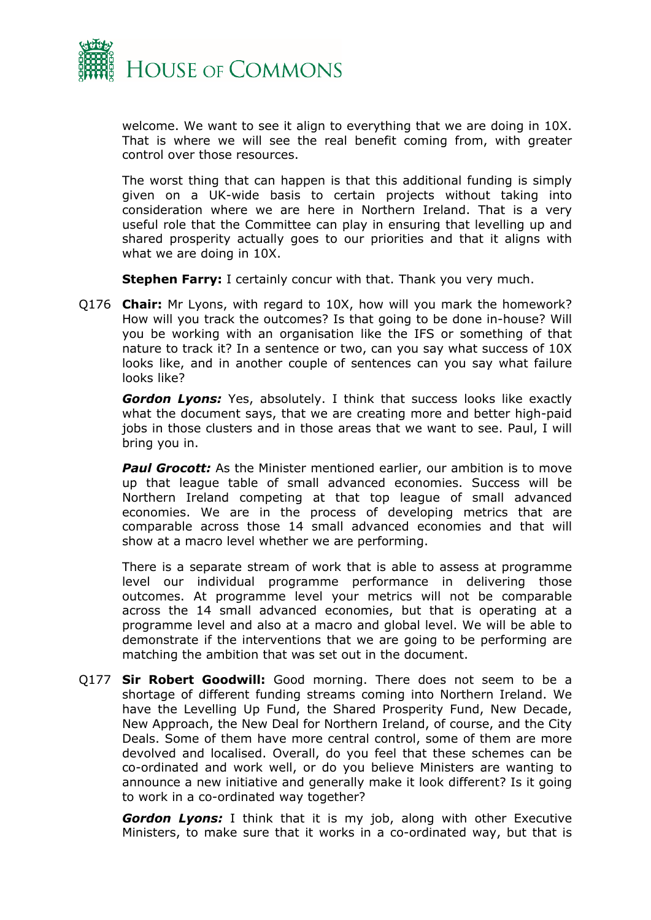welcome. We want to see it align to everything that we are doing in 10X. That is where we will see the real benefit coming from, with greater control over those resources.

The worst thing that can happen is that this additional funding is simply given on a UK-wide basis to certain projects without taking into consideration where we are here in Northern Ireland. That is a very useful role that the Committee can play in ensuring that levelling up and shared prosperity actually goes to our priorities and that it aligns with what we are doing in 10X.

**Stephen Farry:** I certainly concur with that. Thank you very much.

Q176 **Chair:** Mr Lyons, with regard to 10X, how will you mark the homework? How will you track the outcomes? Is that going to be done in-house? Will you be working with an organisation like the IFS or something of that nature to track it? In a sentence or two, can you say what success of 10X looks like, and in another couple of sentences can you say what failure looks like?

***Gordon Lyons:*** Yes, absolutely. I think that success looks like exactly what the document says, that we are creating more and better high-paid jobs in those clusters and in those areas that we want to see. Paul, I will bring you in.

***Paul Grocott:*** As the Minister mentioned earlier, our ambition is to move up that league table of small advanced economies. Success will be Northern Ireland competing at that top league of small advanced economies. We are in the process of developing metrics that are comparable across those 14 small advanced economies and that will show at a macro level whether we are performing.

There is a separate stream of work that is able to assess at programme level our individual programme performance in delivering those outcomes. At programme level your metrics will not be comparable across the 14 small advanced economies, but that is operating at a programme level and also at a macro and global level. We will be able to demonstrate if the interventions that we are going to be performing are matching the ambition that was set out in the document.

Q177 **Sir Robert Goodwill:** Good morning. There does not seem to be a shortage of different funding streams coming into Northern Ireland. We have the Levelling Up Fund, the Shared Prosperity Fund, New Decade, New Approach, the New Deal for Northern Ireland, of course, and the City Deals. Some of them have more central control, some of them are more devolved and localised. Overall, do you feel that these schemes can be co-ordinated and work well, or do you believe Ministers are wanting to announce a new initiative and generally make it look different? Is it going to work in a co-ordinated way together?

***Gordon Lyons:*** I think that it is my job, along with other Executive Ministers, to make sure that it works in a co-ordinated way, but that is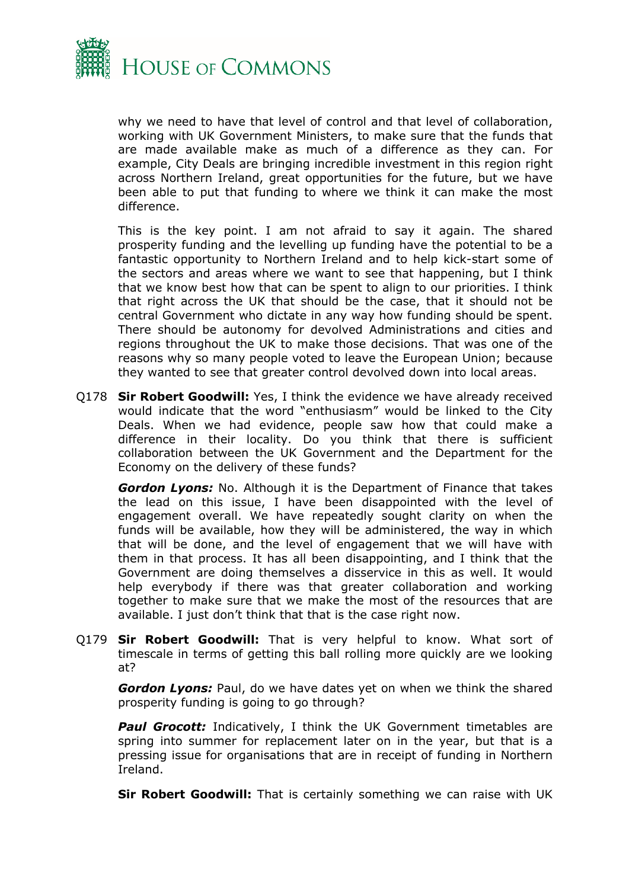why we need to have that level of control and that level of collaboration, working with UK Government Ministers, to make sure that the funds that are made available make as much of a difference as they can. For example, City Deals are bringing incredible investment in this region right across Northern Ireland, great opportunities for the future, but we have been able to put that funding to where we think it can make the most difference.

This is the key point. I am not afraid to say it again. The shared prosperity funding and the levelling up funding have the potential to be a fantastic opportunity to Northern Ireland and to help kick-start some of the sectors and areas where we want to see that happening, but I think that we know best how that can be spent to align to our priorities. I think that right across the UK that should be the case, that it should not be central Government who dictate in any way how funding should be spent. There should be autonomy for devolved Administrations and cities and regions throughout the UK to make those decisions. That was one of the reasons why so many people voted to leave the European Union; because they wanted to see that greater control devolved down into local areas.

Q178 **Sir Robert Goodwill:** Yes, I think the evidence we have already received would indicate that the word "enthusiasm" would be linked to the City Deals. When we had evidence, people saw how that could make a difference in their locality. Do you think that there is sufficient collaboration between the UK Government and the Department for the Economy on the delivery of these funds?

***Gordon Lyons:*** No. Although it is the Department of Finance that takes the lead on this issue, I have been disappointed with the level of engagement overall. We have repeatedly sought clarity on when the funds will be available, how they will be administered, the way in which that will be done, and the level of engagement that we will have with them in that process. It has all been disappointing, and I think that the Government are doing themselves a disservice in this as well. It would help everybody if there was that greater collaboration and working together to make sure that we make the most of the resources that are available. I just don't think that that is the case right now.

Q179 **Sir Robert Goodwill:** That is very helpful to know. What sort of timescale in terms of getting this ball rolling more quickly are we looking at?

***Gordon Lyons:*** Paul, do we have dates yet on when we think the shared prosperity funding is going to go through?

***Paul Grocott:*** Indicatively, I think the UK Government timetables are spring into summer for replacement later on in the year, but that is a pressing issue for organisations that are in receipt of funding in Northern Ireland.

**Sir Robert Goodwill:** That is certainly something we can raise with UK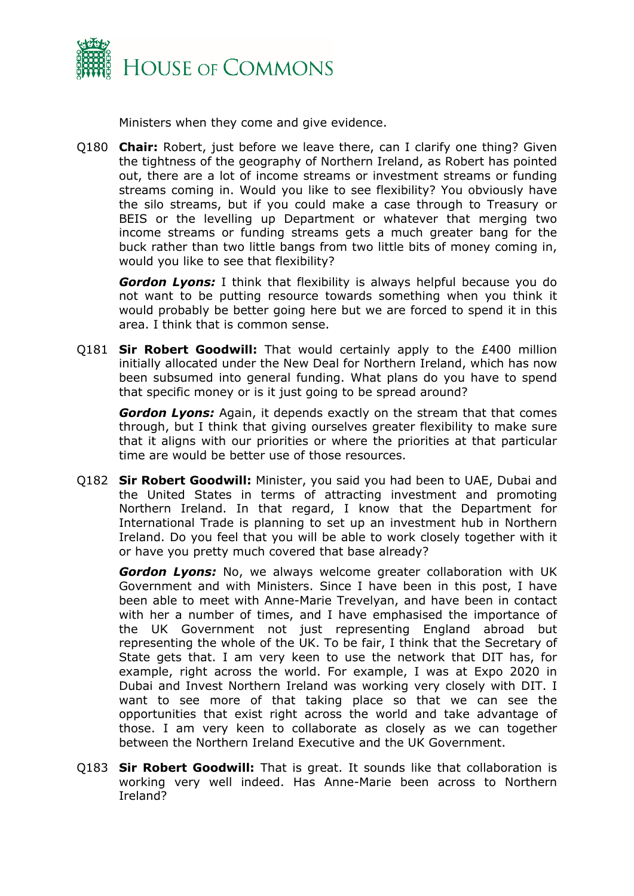Ministers when they come and give evidence.

Q180 **Chair:** Robert, just before we leave there, can I clarify one thing? Given the tightness of the geography of Northern Ireland, as Robert has pointed out, there are a lot of income streams or investment streams or funding streams coming in. Would you like to see flexibility? You obviously have the silo streams, but if you could make a case through to Treasury or BEIS or the levelling up Department or whatever that merging two income streams or funding streams gets a much greater bang for the buck rather than two little bangs from two little bits of money coming in, would you like to see that flexibility?

***Gordon Lyons:*** I think that flexibility is always helpful because you do not want to be putting resource towards something when you think it would probably be better going here but we are forced to spend it in this area. I think that is common sense.

Q181 **Sir Robert Goodwill:** That would certainly apply to the £400 million initially allocated under the New Deal for Northern Ireland, which has now been subsumed into general funding. What plans do you have to spend that specific money or is it just going to be spread around?

***Gordon Lyons:*** Again, it depends exactly on the stream that that comes through, but I think that giving ourselves greater flexibility to make sure that it aligns with our priorities or where the priorities at that particular time are would be better use of those resources.

Q182 **Sir Robert Goodwill:** Minister, you said you had been to UAE, Dubai and the United States in terms of attracting investment and promoting Northern Ireland. In that regard, I know that the Department for International Trade is planning to set up an investment hub in Northern Ireland. Do you feel that you will be able to work closely together with it or have you pretty much covered that base already?

***Gordon Lyons:*** No, we always welcome greater collaboration with UK Government and with Ministers. Since I have been in this post, I have been able to meet with Anne-Marie Trevelyan, and have been in contact with her a number of times, and I have emphasised the importance of the UK Government not just representing England abroad but representing the whole of the UK. To be fair, I think that the Secretary of State gets that. I am very keen to use the network that DIT has, for example, right across the world. For example, I was at Expo 2020 in Dubai and Invest Northern Ireland was working very closely with DIT. I want to see more of that taking place so that we can see the opportunities that exist right across the world and take advantage of those. I am very keen to collaborate as closely as we can together between the Northern Ireland Executive and the UK Government.

Q183 **Sir Robert Goodwill:** That is great. It sounds like that collaboration is working very well indeed. Has Anne-Marie been across to Northern Ireland?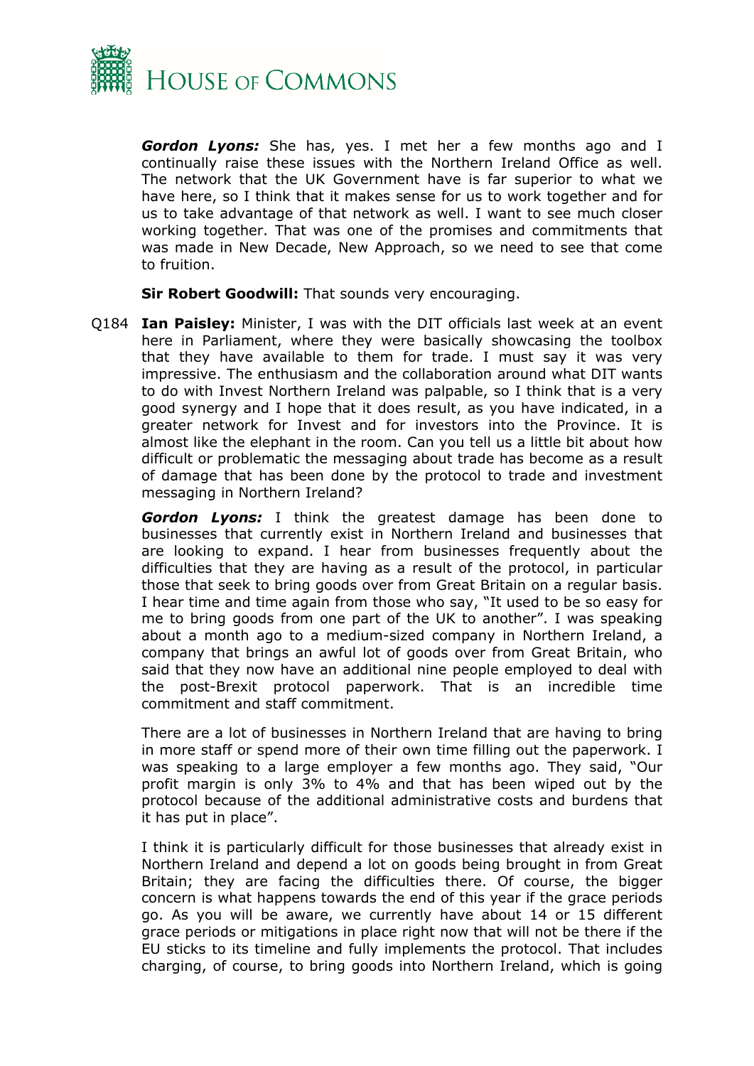***Gordon Lyons:*** She has, yes. I met her a few months ago and I continually raise these issues with the Northern Ireland Office as well. The network that the UK Government have is far superior to what we have here, so I think that it makes sense for us to work together and for us to take advantage of that network as well. I want to see much closer working together. That was one of the promises and commitments that was made in New Decade, New Approach, so we need to see that come to fruition.

**Sir Robert Goodwill:** That sounds very encouraging.

Q184 **Ian Paisley:** Minister, I was with the DIT officials last week at an event here in Parliament, where they were basically showcasing the toolbox that they have available to them for trade. I must say it was very impressive. The enthusiasm and the collaboration around what DIT wants to do with Invest Northern Ireland was palpable, so I think that is a very good synergy and I hope that it does result, as you have indicated, in a greater network for Invest and for investors into the Province. It is almost like the elephant in the room. Can you tell us a little bit about how difficult or problematic the messaging about trade has become as a result of damage that has been done by the protocol to trade and investment messaging in Northern Ireland?

***Gordon Lyons:*** I think the greatest damage has been done to businesses that currently exist in Northern Ireland and businesses that are looking to expand. I hear from businesses frequently about the difficulties that they are having as a result of the protocol, in particular those that seek to bring goods over from Great Britain on a regular basis. I hear time and time again from those who say, "It used to be so easy for me to bring goods from one part of the UK to another". I was speaking about a month ago to a medium-sized company in Northern Ireland, a company that brings an awful lot of goods over from Great Britain, who said that they now have an additional nine people employed to deal with the post-Brexit protocol paperwork. That is an incredible time commitment and staff commitment.

There are a lot of businesses in Northern Ireland that are having to bring in more staff or spend more of their own time filling out the paperwork. I was speaking to a large employer a few months ago. They said, "Our profit margin is only 3% to 4% and that has been wiped out by the protocol because of the additional administrative costs and burdens that it has put in place".

I think it is particularly difficult for those businesses that already exist in Northern Ireland and depend a lot on goods being brought in from Great Britain; they are facing the difficulties there. Of course, the bigger concern is what happens towards the end of this year if the grace periods go. As you will be aware, we currently have about 14 or 15 different grace periods or mitigations in place right now that will not be there if the EU sticks to its timeline and fully implements the protocol. That includes charging, of course, to bring goods into Northern Ireland, which is going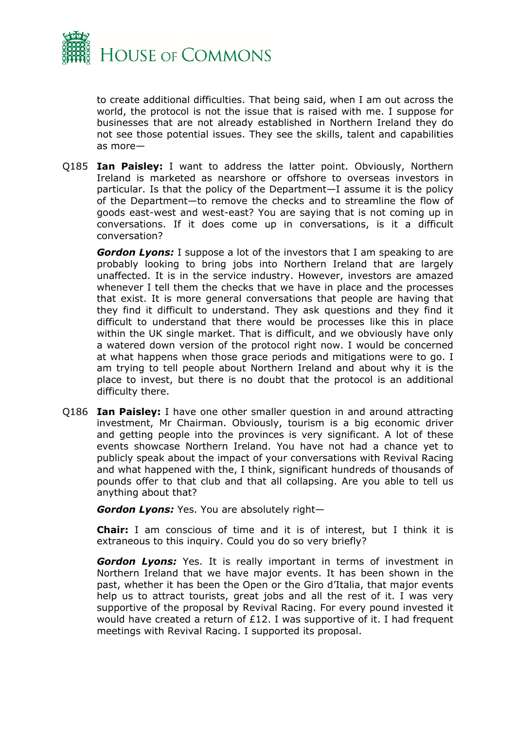to create additional difficulties. That being said, when I am out across the world, the protocol is not the issue that is raised with me. I suppose for businesses that are not already established in Northern Ireland they do not see those potential issues. They see the skills, talent and capabilities as more—

Q185 **Ian Paisley:** I want to address the latter point. Obviously, Northern Ireland is marketed as nearshore or offshore to overseas investors in particular. Is that the policy of the Department—I assume it is the policy of the Department—to remove the checks and to streamline the flow of goods east-west and west-east? You are saying that is not coming up in conversations. If it does come up in conversations, is it a difficult conversation?

***Gordon Lyons:*** I suppose a lot of the investors that I am speaking to are probably looking to bring jobs into Northern Ireland that are largely unaffected. It is in the service industry. However, investors are amazed whenever I tell them the checks that we have in place and the processes that exist. It is more general conversations that people are having that they find it difficult to understand. They ask questions and they find it difficult to understand that there would be processes like this in place within the UK single market. That is difficult, and we obviously have only a watered down version of the protocol right now. I would be concerned at what happens when those grace periods and mitigations were to go. I am trying to tell people about Northern Ireland and about why it is the place to invest, but there is no doubt that the protocol is an additional difficulty there.

Q186 **Ian Paisley:** I have one other smaller question in and around attracting investment, Mr Chairman. Obviously, tourism is a big economic driver and getting people into the provinces is very significant. A lot of these events showcase Northern Ireland. You have not had a chance yet to publicly speak about the impact of your conversations with Revival Racing and what happened with the, I think, significant hundreds of thousands of pounds offer to that club and that all collapsing. Are you able to tell us anything about that?

***Gordon Lyons:*** Yes. You are absolutely right—

**Chair:** I am conscious of time and it is of interest, but I think it is extraneous to this inquiry. Could you do so very briefly?

***Gordon Lyons:*** Yes. It is really important in terms of investment in Northern Ireland that we have major events. It has been shown in the past, whether it has been the Open or the Giro d'Italia, that major events help us to attract tourists, great jobs and all the rest of it. I was very supportive of the proposal by Revival Racing. For every pound invested it would have created a return of £12. I was supportive of it. I had frequent meetings with Revival Racing. I supported its proposal.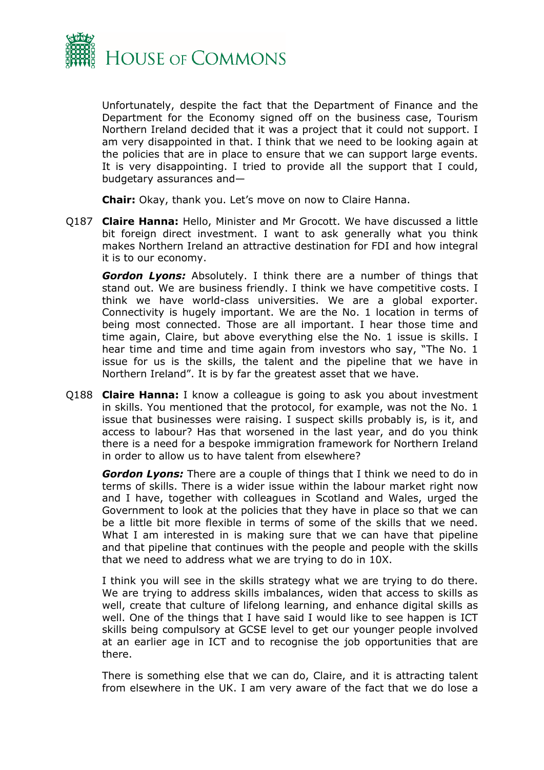Unfortunately, despite the fact that the Department of Finance and the Department for the Economy signed off on the business case, Tourism Northern Ireland decided that it was a project that it could not support. I am very disappointed in that. I think that we need to be looking again at the policies that are in place to ensure that we can support large events. It is very disappointing. I tried to provide all the support that I could, budgetary assurances and—

**Chair:** Okay, thank you. Let's move on now to Claire Hanna.

Q187 **Claire Hanna:** Hello, Minister and Mr Grocott. We have discussed a little bit foreign direct investment. I want to ask generally what you think makes Northern Ireland an attractive destination for FDI and how integral it is to our economy.

***Gordon Lyons:*** Absolutely. I think there are a number of things that stand out. We are business friendly. I think we have competitive costs. I think we have world-class universities. We are a global exporter. Connectivity is hugely important. We are the No. 1 location in terms of being most connected. Those are all important. I hear those time and time again, Claire, but above everything else the No. 1 issue is skills. I hear time and time and time again from investors who say, "The No. 1 issue for us is the skills, the talent and the pipeline that we have in Northern Ireland". It is by far the greatest asset that we have.

Q188 **Claire Hanna:** I know a colleague is going to ask you about investment in skills. You mentioned that the protocol, for example, was not the No. 1 issue that businesses were raising. I suspect skills probably is, is it, and access to labour? Has that worsened in the last year, and do you think there is a need for a bespoke immigration framework for Northern Ireland in order to allow us to have talent from elsewhere?

***Gordon Lyons:*** There are a couple of things that I think we need to do in terms of skills. There is a wider issue within the labour market right now and I have, together with colleagues in Scotland and Wales, urged the Government to look at the policies that they have in place so that we can be a little bit more flexible in terms of some of the skills that we need. What I am interested in is making sure that we can have that pipeline and that pipeline that continues with the people and people with the skills that we need to address what we are trying to do in 10X.

I think you will see in the skills strategy what we are trying to do there. We are trying to address skills imbalances, widen that access to skills as well, create that culture of lifelong learning, and enhance digital skills as well. One of the things that I have said I would like to see happen is ICT skills being compulsory at GCSE level to get our younger people involved at an earlier age in ICT and to recognise the job opportunities that are there.

There is something else that we can do, Claire, and it is attracting talent from elsewhere in the UK. I am very aware of the fact that we do lose a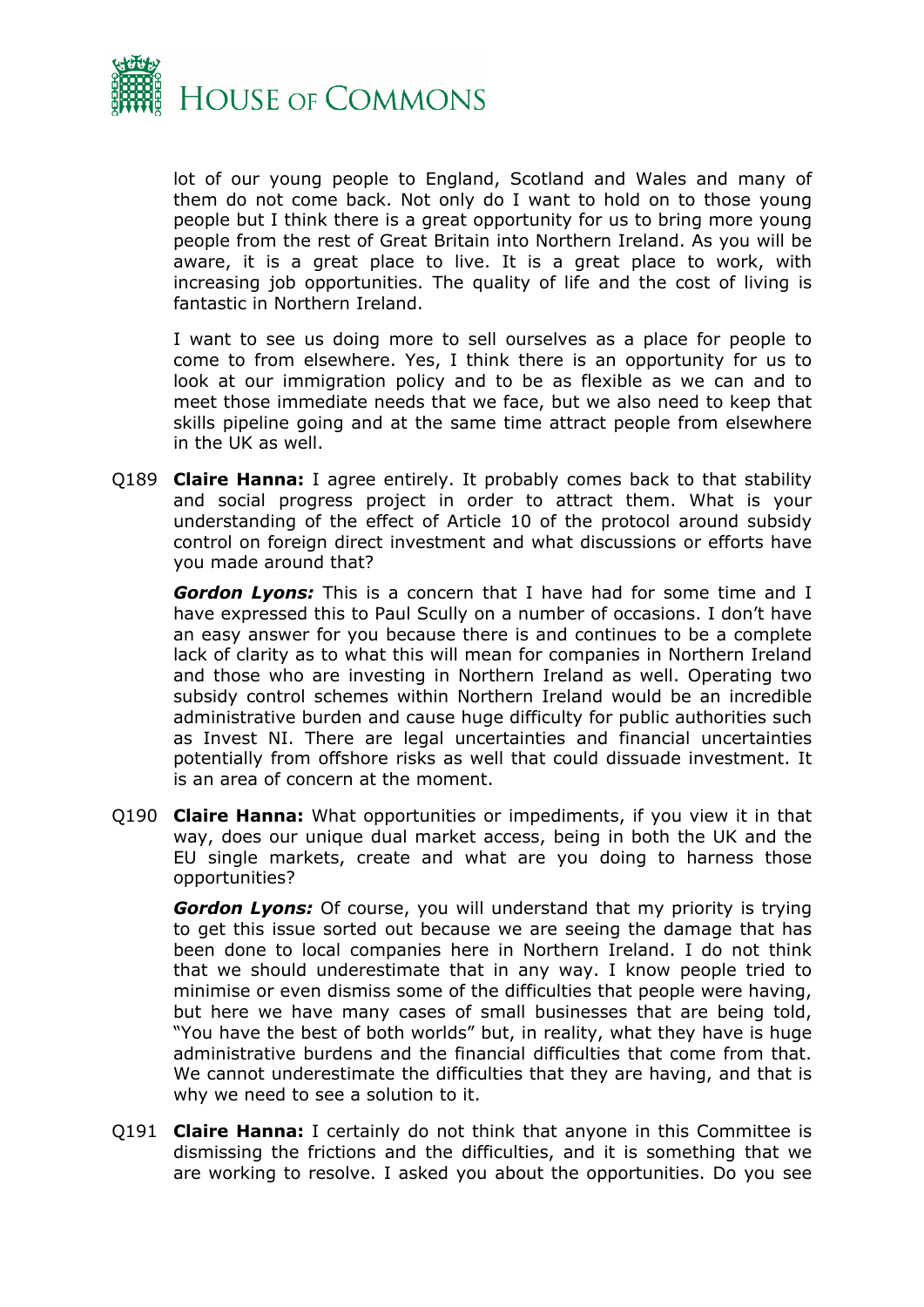lot of our young people to England, Scotland and Wales and many of them do not come back. Not only do I want to hold on to those young people but I think there is a great opportunity for us to bring more young people from the rest of Great Britain into Northern Ireland. As you will be aware, it is a great place to live. It is a great place to work, with increasing job opportunities. The quality of life and the cost of living is fantastic in Northern Ireland.

I want to see us doing more to sell ourselves as a place for people to come to from elsewhere. Yes, I think there is an opportunity for us to look at our immigration policy and to be as flexible as we can and to meet those immediate needs that we face, but we also need to keep that skills pipeline going and at the same time attract people from elsewhere in the UK as well.

Q189 **Claire Hanna:** I agree entirely. It probably comes back to that stability and social progress project in order to attract them. What is your understanding of the effect of Article 10 of the protocol around subsidy control on foreign direct investment and what discussions or efforts have you made around that?

***Gordon Lyons:*** This is a concern that I have had for some time and I have expressed this to Paul Scully on a number of occasions. I don't have an easy answer for you because there is and continues to be a complete lack of clarity as to what this will mean for companies in Northern Ireland and those who are investing in Northern Ireland as well. Operating two subsidy control schemes within Northern Ireland would be an incredible administrative burden and cause huge difficulty for public authorities such as Invest NI. There are legal uncertainties and financial uncertainties potentially from offshore risks as well that could dissuade investment. It is an area of concern at the moment.

Q190 **Claire Hanna:** What opportunities or impediments, if you view it in that way, does our unique dual market access, being in both the UK and the EU single markets, create and what are you doing to harness those opportunities?

***Gordon Lyons:*** Of course, you will understand that my priority is trying to get this issue sorted out because we are seeing the damage that has been done to local companies here in Northern Ireland. I do not think that we should underestimate that in any way. I know people tried to minimise or even dismiss some of the difficulties that people were having, but here we have many cases of small businesses that are being told, "You have the best of both worlds" but, in reality, what they have is huge administrative burdens and the financial difficulties that come from that. We cannot underestimate the difficulties that they are having, and that is why we need to see a solution to it.

Q191 **Claire Hanna:** I certainly do not think that anyone in this Committee is dismissing the frictions and the difficulties, and it is something that we are working to resolve. I asked you about the opportunities. Do you see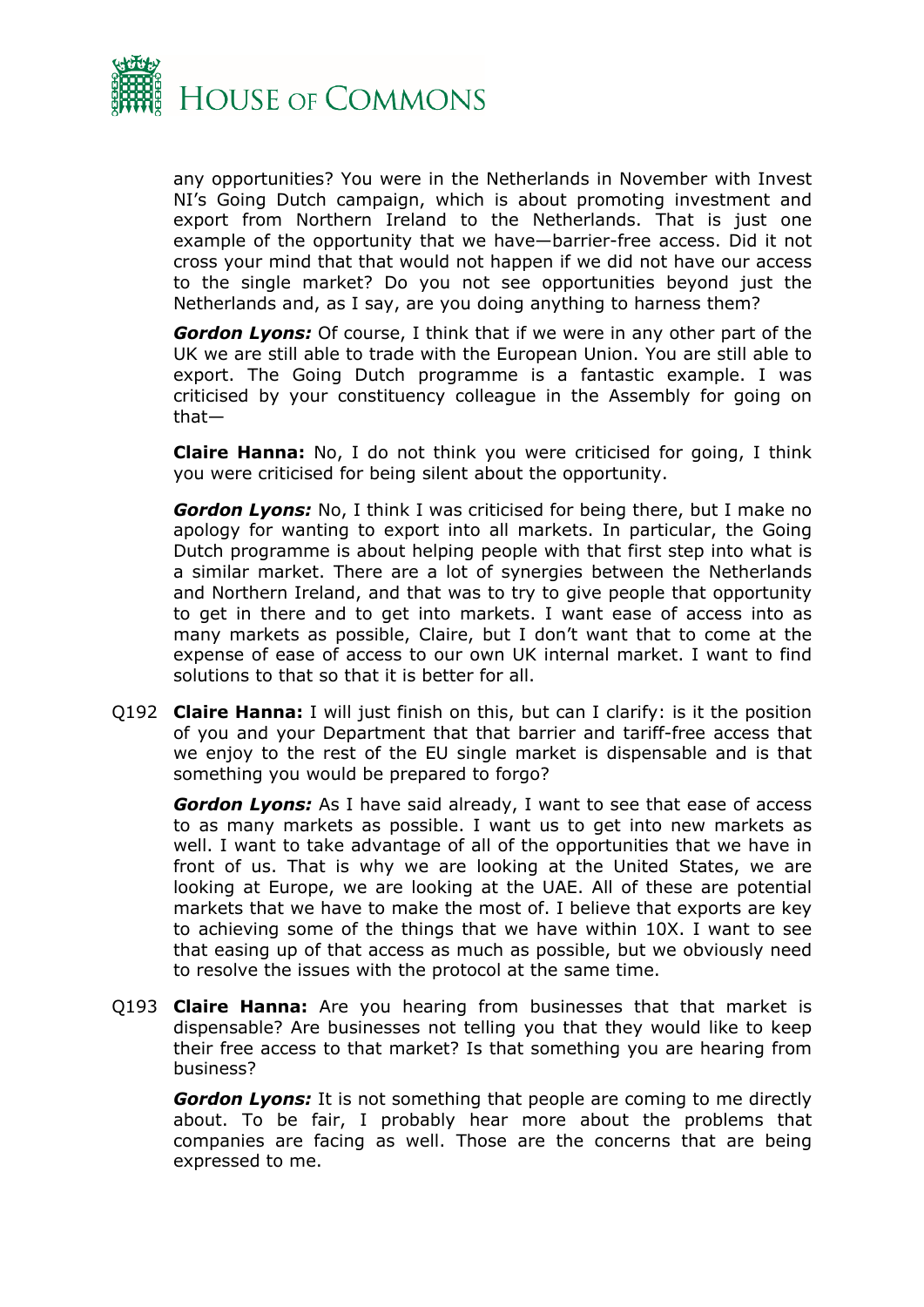any opportunities? You were in the Netherlands in November with Invest NI's Going Dutch campaign, which is about promoting investment and export from Northern Ireland to the Netherlands. That is just one example of the opportunity that we have—barrier-free access. Did it not cross your mind that that would not happen if we did not have our access to the single market? Do you not see opportunities beyond just the Netherlands and, as I say, are you doing anything to harness them?

***Gordon Lyons:*** Of course, I think that if we were in any other part of the UK we are still able to trade with the European Union. You are still able to export. The Going Dutch programme is a fantastic example. I was criticised by your constituency colleague in the Assembly for going on that—

**Claire Hanna:** No, I do not think you were criticised for going, I think you were criticised for being silent about the opportunity.

***Gordon Lyons:*** No, I think I was criticised for being there, but I make no apology for wanting to export into all markets. In particular, the Going Dutch programme is about helping people with that first step into what is a similar market. There are a lot of synergies between the Netherlands and Northern Ireland, and that was to try to give people that opportunity to get in there and to get into markets. I want ease of access into as many markets as possible, Claire, but I don't want that to come at the expense of ease of access to our own UK internal market. I want to find solutions to that so that it is better for all.

Q192 **Claire Hanna:** I will just finish on this, but can I clarify: is it the position of you and your Department that that barrier and tariff-free access that we enjoy to the rest of the EU single market is dispensable and is that something you would be prepared to forgo?

***Gordon Lyons:*** As I have said already, I want to see that ease of access to as many markets as possible. I want us to get into new markets as well. I want to take advantage of all of the opportunities that we have in front of us. That is why we are looking at the United States, we are looking at Europe, we are looking at the UAE. All of these are potential markets that we have to make the most of. I believe that exports are key to achieving some of the things that we have within 10X. I want to see that easing up of that access as much as possible, but we obviously need to resolve the issues with the protocol at the same time.

Q193 **Claire Hanna:** Are you hearing from businesses that that market is dispensable? Are businesses not telling you that they would like to keep their free access to that market? Is that something you are hearing from business?

***Gordon Lyons:*** It is not something that people are coming to me directly about. To be fair, I probably hear more about the problems that companies are facing as well. Those are the concerns that are being expressed to me.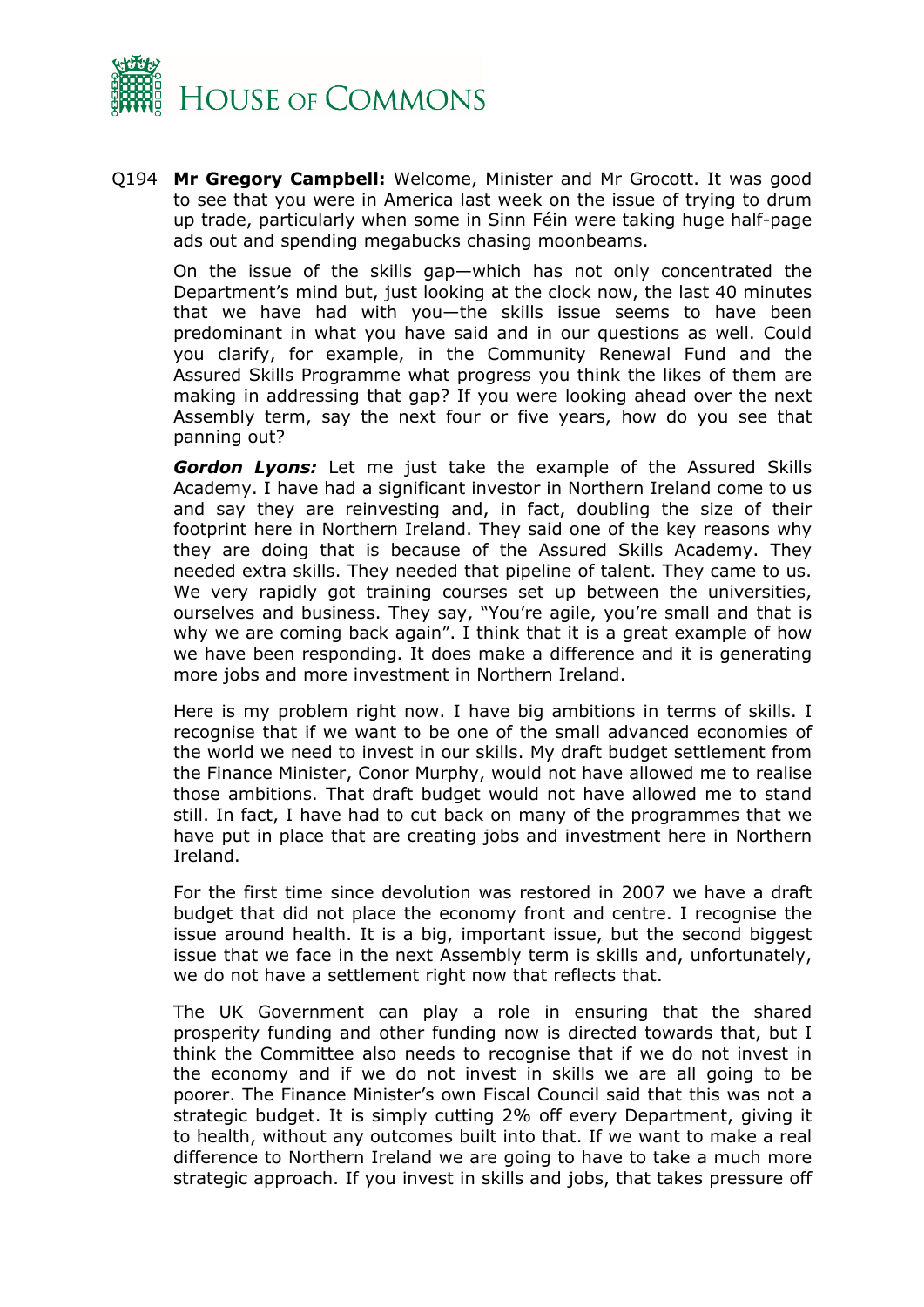Q194 **Mr Gregory Campbell:** Welcome, Minister and Mr Grocott. It was good to see that you were in America last week on the issue of trying to drum up trade, particularly when some in Sinn Féin were taking huge half-page ads out and spending megabucks chasing moonbeams.

On the issue of the skills gap—which has not only concentrated the Department's mind but, just looking at the clock now, the last 40 minutes that we have had with you—the skills issue seems to have been predominant in what you have said and in our questions as well. Could you clarify, for example, in the Community Renewal Fund and the Assured Skills Programme what progress you think the likes of them are making in addressing that gap? If you were looking ahead over the next Assembly term, say the next four or five years, how do you see that panning out?

***Gordon Lyons:*** Let me just take the example of the Assured Skills Academy. I have had a significant investor in Northern Ireland come to us and say they are reinvesting and, in fact, doubling the size of their footprint here in Northern Ireland. They said one of the key reasons why they are doing that is because of the Assured Skills Academy. They needed extra skills. They needed that pipeline of talent. They came to us. We very rapidly got training courses set up between the universities, ourselves and business. They say, "You're agile, you're small and that is why we are coming back again". I think that it is a great example of how we have been responding. It does make a difference and it is generating more jobs and more investment in Northern Ireland.

Here is my problem right now. I have big ambitions in terms of skills. I recognise that if we want to be one of the small advanced economies of the world we need to invest in our skills. My draft budget settlement from the Finance Minister, Conor Murphy, would not have allowed me to realise those ambitions. That draft budget would not have allowed me to stand still. In fact, I have had to cut back on many of the programmes that we have put in place that are creating jobs and investment here in Northern Ireland.

For the first time since devolution was restored in 2007 we have a draft budget that did not place the economy front and centre. I recognise the issue around health. It is a big, important issue, but the second biggest issue that we face in the next Assembly term is skills and, unfortunately, we do not have a settlement right now that reflects that.

The UK Government can play a role in ensuring that the shared prosperity funding and other funding now is directed towards that, but I think the Committee also needs to recognise that if we do not invest in the economy and if we do not invest in skills we are all going to be poorer. The Finance Minister's own Fiscal Council said that this was not a strategic budget. It is simply cutting 2% off every Department, giving it to health, without any outcomes built into that. If we want to make a real difference to Northern Ireland we are going to have to take a much more strategic approach. If you invest in skills and jobs, that takes pressure off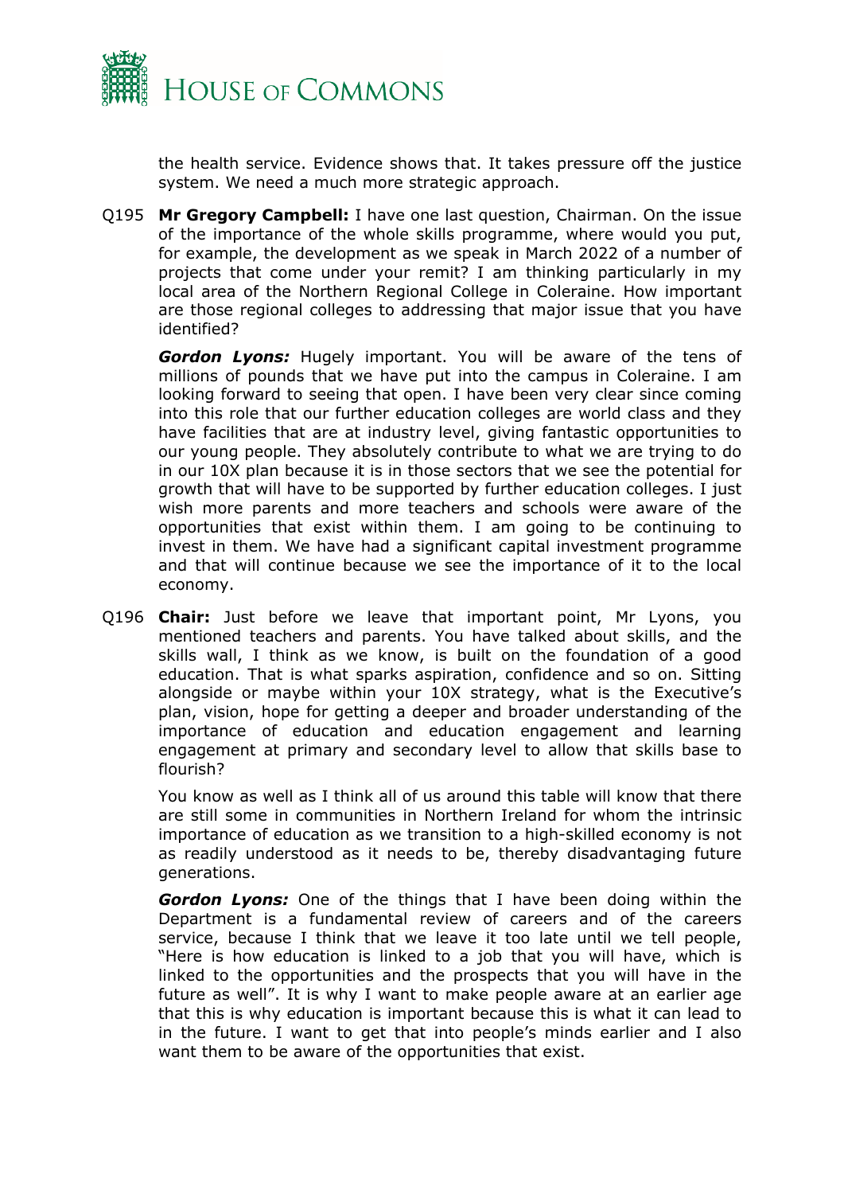the health service. Evidence shows that. It takes pressure off the justice system. We need a much more strategic approach.

Q195 **Mr Gregory Campbell:** I have one last question, Chairman. On the issue of the importance of the whole skills programme, where would you put, for example, the development as we speak in March 2022 of a number of projects that come under your remit? I am thinking particularly in my local area of the Northern Regional College in Coleraine. How important are those regional colleges to addressing that major issue that you have identified?

***Gordon Lyons:*** Hugely important. You will be aware of the tens of millions of pounds that we have put into the campus in Coleraine. I am looking forward to seeing that open. I have been very clear since coming into this role that our further education colleges are world class and they have facilities that are at industry level, giving fantastic opportunities to our young people. They absolutely contribute to what we are trying to do in our 10X plan because it is in those sectors that we see the potential for growth that will have to be supported by further education colleges. I just wish more parents and more teachers and schools were aware of the opportunities that exist within them. I am going to be continuing to invest in them. We have had a significant capital investment programme and that will continue because we see the importance of it to the local economy.

Q196 **Chair:** Just before we leave that important point, Mr Lyons, you mentioned teachers and parents. You have talked about skills, and the skills wall, I think as we know, is built on the foundation of a good education. That is what sparks aspiration, confidence and so on. Sitting alongside or maybe within your 10X strategy, what is the Executive's plan, vision, hope for getting a deeper and broader understanding of the importance of education and education engagement and learning engagement at primary and secondary level to allow that skills base to flourish?

You know as well as I think all of us around this table will know that there are still some in communities in Northern Ireland for whom the intrinsic importance of education as we transition to a high-skilled economy is not as readily understood as it needs to be, thereby disadvantaging future generations.

***Gordon Lyons:*** One of the things that I have been doing within the Department is a fundamental review of careers and of the careers service, because I think that we leave it too late until we tell people, "Here is how education is linked to a job that you will have, which is linked to the opportunities and the prospects that you will have in the future as well". It is why I want to make people aware at an earlier age that this is why education is important because this is what it can lead to in the future. I want to get that into people's minds earlier and I also want them to be aware of the opportunities that exist.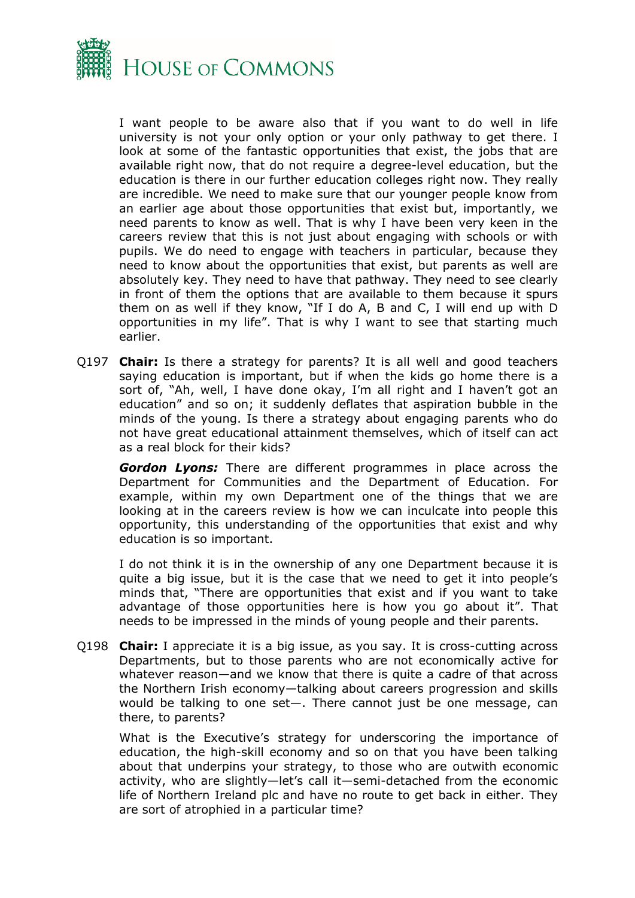I want people to be aware also that if you want to do well in life university is not your only option or your only pathway to get there. I look at some of the fantastic opportunities that exist, the jobs that are available right now, that do not require a degree-level education, but the education is there in our further education colleges right now. They really are incredible. We need to make sure that our younger people know from an earlier age about those opportunities that exist but, importantly, we need parents to know as well. That is why I have been very keen in the careers review that this is not just about engaging with schools or with pupils. We do need to engage with teachers in particular, because they need to know about the opportunities that exist, but parents as well are absolutely key. They need to have that pathway. They need to see clearly in front of them the options that are available to them because it spurs them on as well if they know, "If I do A, B and C, I will end up with D opportunities in my life". That is why I want to see that starting much earlier.

Q197 **Chair:** Is there a strategy for parents? It is all well and good teachers saying education is important, but if when the kids go home there is a sort of, "Ah, well, I have done okay, I'm all right and I haven't got an education" and so on; it suddenly deflates that aspiration bubble in the minds of the young. Is there a strategy about engaging parents who do not have great educational attainment themselves, which of itself can act as a real block for their kids?

***Gordon Lyons:*** There are different programmes in place across the Department for Communities and the Department of Education. For example, within my own Department one of the things that we are looking at in the careers review is how we can inculcate into people this opportunity, this understanding of the opportunities that exist and why education is so important.

I do not think it is in the ownership of any one Department because it is quite a big issue, but it is the case that we need to get it into people's minds that, "There are opportunities that exist and if you want to take advantage of those opportunities here is how you go about it". That needs to be impressed in the minds of young people and their parents.

Q198 **Chair:** I appreciate it is a big issue, as you say. It is cross-cutting across Departments, but to those parents who are not economically active for whatever reason—and we know that there is quite a cadre of that across the Northern Irish economy—talking about careers progression and skills would be talking to one set—. There cannot just be one message, can there, to parents?

What is the Executive's strategy for underscoring the importance of education, the high-skill economy and so on that you have been talking about that underpins your strategy, to those who are outwith economic activity, who are slightly—let's call it—semi-detached from the economic life of Northern Ireland plc and have no route to get back in either. They are sort of atrophied in a particular time?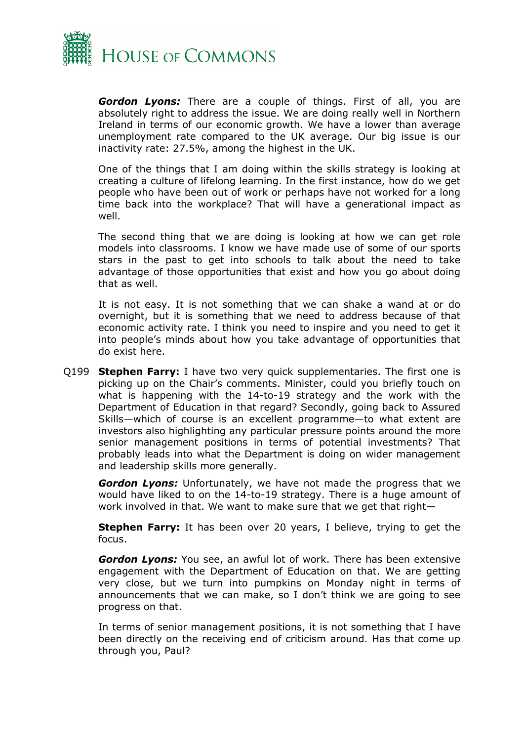***Gordon Lyons:*** There are a couple of things. First of all, you are absolutely right to address the issue. We are doing really well in Northern Ireland in terms of our economic growth. We have a lower than average unemployment rate compared to the UK average. Our big issue is our inactivity rate: 27.5%, among the highest in the UK.

One of the things that I am doing within the skills strategy is looking at creating a culture of lifelong learning. In the first instance, how do we get people who have been out of work or perhaps have not worked for a long time back into the workplace? That will have a generational impact as well.

The second thing that we are doing is looking at how we can get role models into classrooms. I know we have made use of some of our sports stars in the past to get into schools to talk about the need to take advantage of those opportunities that exist and how you go about doing that as well.

It is not easy. It is not something that we can shake a wand at or do overnight, but it is something that we need to address because of that economic activity rate. I think you need to inspire and you need to get it into people's minds about how you take advantage of opportunities that do exist here.

Q199 **Stephen Farry:** I have two very quick supplementaries. The first one is picking up on the Chair's comments. Minister, could you briefly touch on what is happening with the 14-to-19 strategy and the work with the Department of Education in that regard? Secondly, going back to Assured Skills—which of course is an excellent programme—to what extent are investors also highlighting any particular pressure points around the more senior management positions in terms of potential investments? That probably leads into what the Department is doing on wider management and leadership skills more generally.

***Gordon Lyons:*** Unfortunately, we have not made the progress that we would have liked to on the 14-to-19 strategy. There is a huge amount of work involved in that. We want to make sure that we get that right—

**Stephen Farry:** It has been over 20 years, I believe, trying to get the focus.

***Gordon Lyons:*** You see, an awful lot of work. There has been extensive engagement with the Department of Education on that. We are getting very close, but we turn into pumpkins on Monday night in terms of announcements that we can make, so I don't think we are going to see progress on that.

In terms of senior management positions, it is not something that I have been directly on the receiving end of criticism around. Has that come up through you, Paul?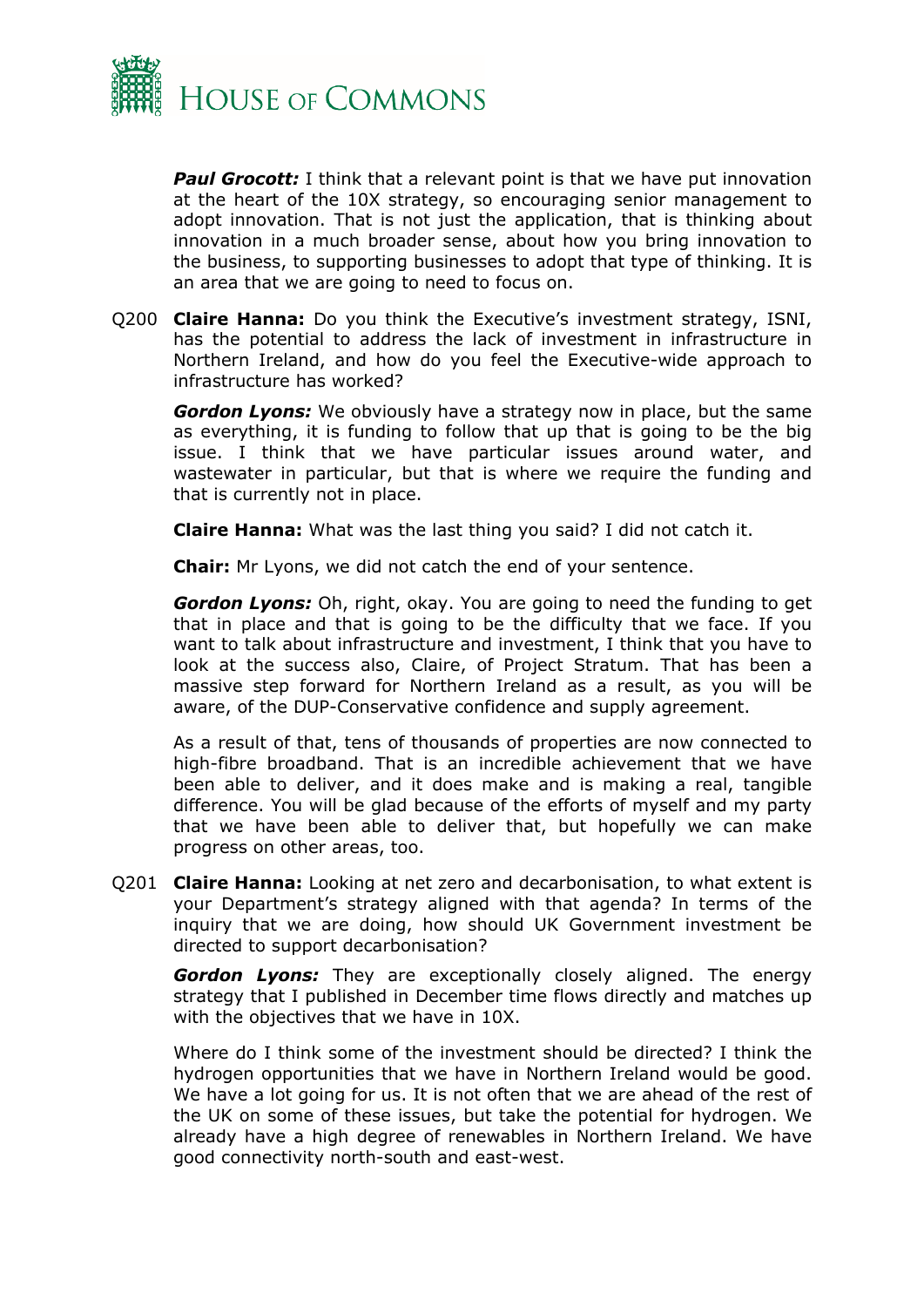***Paul Grocott:*** I think that a relevant point is that we have put innovation at the heart of the 10X strategy, so encouraging senior management to adopt innovation. That is not just the application, that is thinking about innovation in a much broader sense, about how you bring innovation to the business, to supporting businesses to adopt that type of thinking. It is an area that we are going to need to focus on.

Q200 **Claire Hanna:** Do you think the Executive's investment strategy, ISNI, has the potential to address the lack of investment in infrastructure in Northern Ireland, and how do you feel the Executive-wide approach to infrastructure has worked?

***Gordon Lyons:*** We obviously have a strategy now in place, but the same as everything, it is funding to follow that up that is going to be the big issue. I think that we have particular issues around water, and wastewater in particular, but that is where we require the funding and that is currently not in place.

**Claire Hanna:** What was the last thing you said? I did not catch it.

**Chair:** Mr Lyons, we did not catch the end of your sentence.

***Gordon Lyons:*** Oh, right, okay. You are going to need the funding to get that in place and that is going to be the difficulty that we face. If you want to talk about infrastructure and investment, I think that you have to look at the success also, Claire, of Project Stratum. That has been a massive step forward for Northern Ireland as a result, as you will be aware, of the DUP-Conservative confidence and supply agreement.

As a result of that, tens of thousands of properties are now connected to high-fibre broadband. That is an incredible achievement that we have been able to deliver, and it does make and is making a real, tangible difference. You will be glad because of the efforts of myself and my party that we have been able to deliver that, but hopefully we can make progress on other areas, too.

Q201 **Claire Hanna:** Looking at net zero and decarbonisation, to what extent is your Department's strategy aligned with that agenda? In terms of the inquiry that we are doing, how should UK Government investment be directed to support decarbonisation?

***Gordon Lyons:*** They are exceptionally closely aligned. The energy strategy that I published in December time flows directly and matches up with the objectives that we have in 10X.

Where do I think some of the investment should be directed? I think the hydrogen opportunities that we have in Northern Ireland would be good. We have a lot going for us. It is not often that we are ahead of the rest of the UK on some of these issues, but take the potential for hydrogen. We already have a high degree of renewables in Northern Ireland. We have good connectivity north-south and east-west.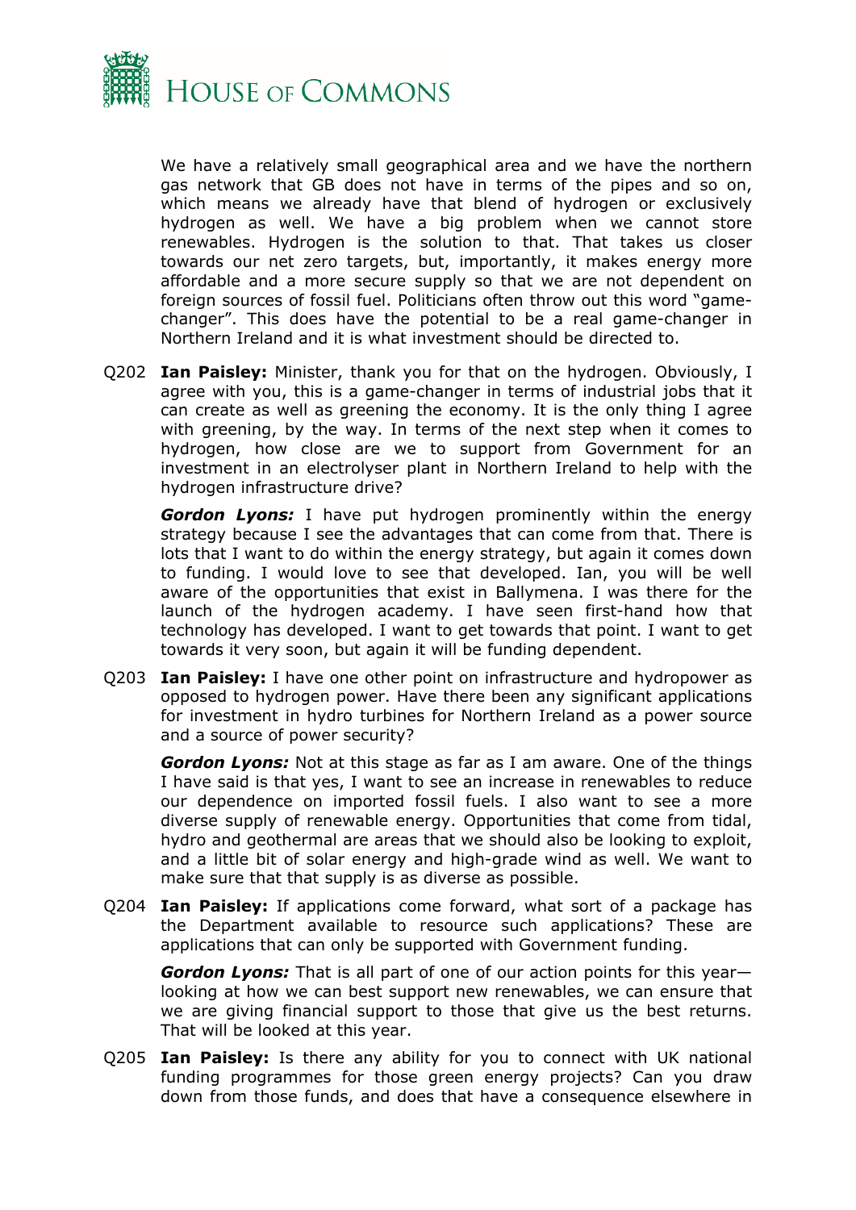We have a relatively small geographical area and we have the northern gas network that GB does not have in terms of the pipes and so on, which means we already have that blend of hydrogen or exclusively hydrogen as well. We have a big problem when we cannot store renewables. Hydrogen is the solution to that. That takes us closer towards our net zero targets, but, importantly, it makes energy more affordable and a more secure supply so that we are not dependent on foreign sources of fossil fuel. Politicians often throw out this word "game-changer". This does have the potential to be a real game-changer in Northern Ireland and it is what investment should be directed to.

Q202 **Ian Paisley:** Minister, thank you for that on the hydrogen. Obviously, I agree with you, this is a game-changer in terms of industrial jobs that it can create as well as greening the economy. It is the only thing I agree with greening, by the way. In terms of the next step when it comes to hydrogen, how close are we to support from Government for an investment in an electrolyser plant in Northern Ireland to help with the hydrogen infrastructure drive?

***Gordon Lyons:*** I have put hydrogen prominently within the energy strategy because I see the advantages that can come from that. There is lots that I want to do within the energy strategy, but again it comes down to funding. I would love to see that developed. Ian, you will be well aware of the opportunities that exist in Ballymena. I was there for the launch of the hydrogen academy. I have seen first-hand how that technology has developed. I want to get towards that point. I want to get towards it very soon, but again it will be funding dependent.

Q203 **Ian Paisley:** I have one other point on infrastructure and hydropower as opposed to hydrogen power. Have there been any significant applications for investment in hydro turbines for Northern Ireland as a power source and a source of power security?

***Gordon Lyons:*** Not at this stage as far as I am aware. One of the things I have said is that yes, I want to see an increase in renewables to reduce our dependence on imported fossil fuels. I also want to see a more diverse supply of renewable energy. Opportunities that come from tidal, hydro and geothermal are areas that we should also be looking to exploit, and a little bit of solar energy and high-grade wind as well. We want to make sure that that supply is as diverse as possible.

Q204 **Ian Paisley:** If applications come forward, what sort of a package has the Department available to resource such applications? These are applications that can only be supported with Government funding.

***Gordon Lyons:*** That is all part of one of our action points for this year—looking at how we can best support new renewables, we can ensure that we are giving financial support to those that give us the best returns. That will be looked at this year.

Q205 **Ian Paisley:** Is there any ability for you to connect with UK national funding programmes for those green energy projects? Can you draw down from those funds, and does that have a consequence elsewhere in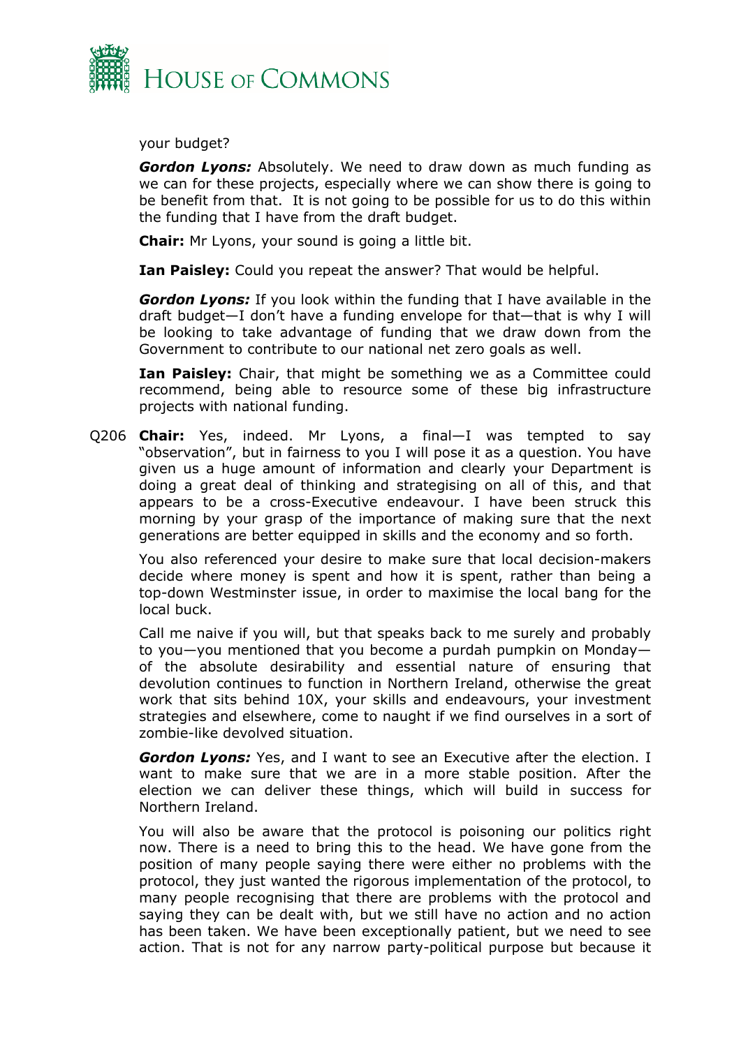your budget?

***Gordon Lyons:*** Absolutely. We need to draw down as much funding as we can for these projects, especially where we can show there is going to be benefit from that. It is not going to be possible for us to do this within the funding that I have from the draft budget.

**Chair:** Mr Lyons, your sound is going a little bit.

**Ian Paisley:** Could you repeat the answer? That would be helpful.

***Gordon Lyons:*** If you look within the funding that I have available in the draft budget—I don't have a funding envelope for that—that is why I will be looking to take advantage of funding that we draw down from the Government to contribute to our national net zero goals as well.

**Ian Paisley:** Chair, that might be something we as a Committee could recommend, being able to resource some of these big infrastructure projects with national funding.

Q206 **Chair:** Yes, indeed. Mr Lyons, a final—I was tempted to say "observation", but in fairness to you I will pose it as a question. You have given us a huge amount of information and clearly your Department is doing a great deal of thinking and strategising on all of this, and that appears to be a cross-Executive endeavour. I have been struck this morning by your grasp of the importance of making sure that the next generations are better equipped in skills and the economy and so forth.

You also referenced your desire to make sure that local decision-makers decide where money is spent and how it is spent, rather than being a top-down Westminster issue, in order to maximise the local bang for the local buck.

Call me naive if you will, but that speaks back to me surely and probably to you—you mentioned that you become a purdah pumpkin on Monday—of the absolute desirability and essential nature of ensuring that devolution continues to function in Northern Ireland, otherwise the great work that sits behind 10X, your skills and endeavours, your investment strategies and elsewhere, come to naught if we find ourselves in a sort of zombie-like devolved situation.

***Gordon Lyons:*** Yes, and I want to see an Executive after the election. I want to make sure that we are in a more stable position. After the election we can deliver these things, which will build in success for Northern Ireland.

You will also be aware that the protocol is poisoning our politics right now. There is a need to bring this to the head. We have gone from the position of many people saying there were either no problems with the protocol, they just wanted the rigorous implementation of the protocol, to many people recognising that there are problems with the protocol and saying they can be dealt with, but we still have no action and no action has been taken. We have been exceptionally patient, but we need to see action. That is not for any narrow party-political purpose but because it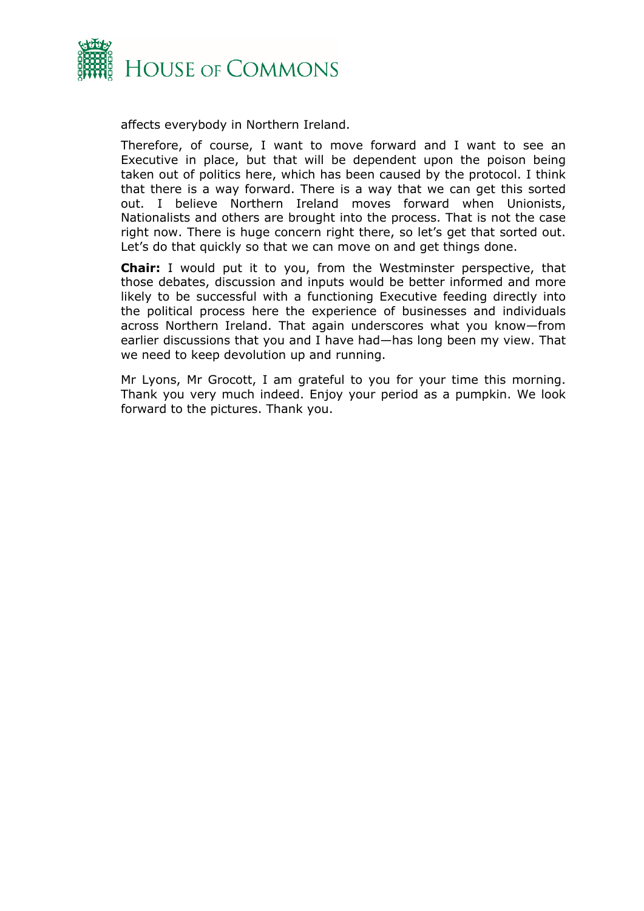affects everybody in Northern Ireland.

Therefore, of course, I want to move forward and I want to see an Executive in place, but that will be dependent upon the poison being taken out of politics here, which has been caused by the protocol. I think that there is a way forward. There is a way that we can get this sorted out. I believe Northern Ireland moves forward when Unionists, Nationalists and others are brought into the process. That is not the case right now. There is huge concern right there, so let's get that sorted out. Let's do that quickly so that we can move on and get things done.

**Chair:** I would put it to you, from the Westminster perspective, that those debates, discussion and inputs would be better informed and more likely to be successful with a functioning Executive feeding directly into the political process here the experience of businesses and individuals across Northern Ireland. That again underscores what you know—from earlier discussions that you and I have had—has long been my view. That we need to keep devolution up and running.

Mr Lyons, Mr Grocott, I am grateful to you for your time this morning. Thank you very much indeed. Enjoy your period as a pumpkin. We look forward to the pictures. Thank you.